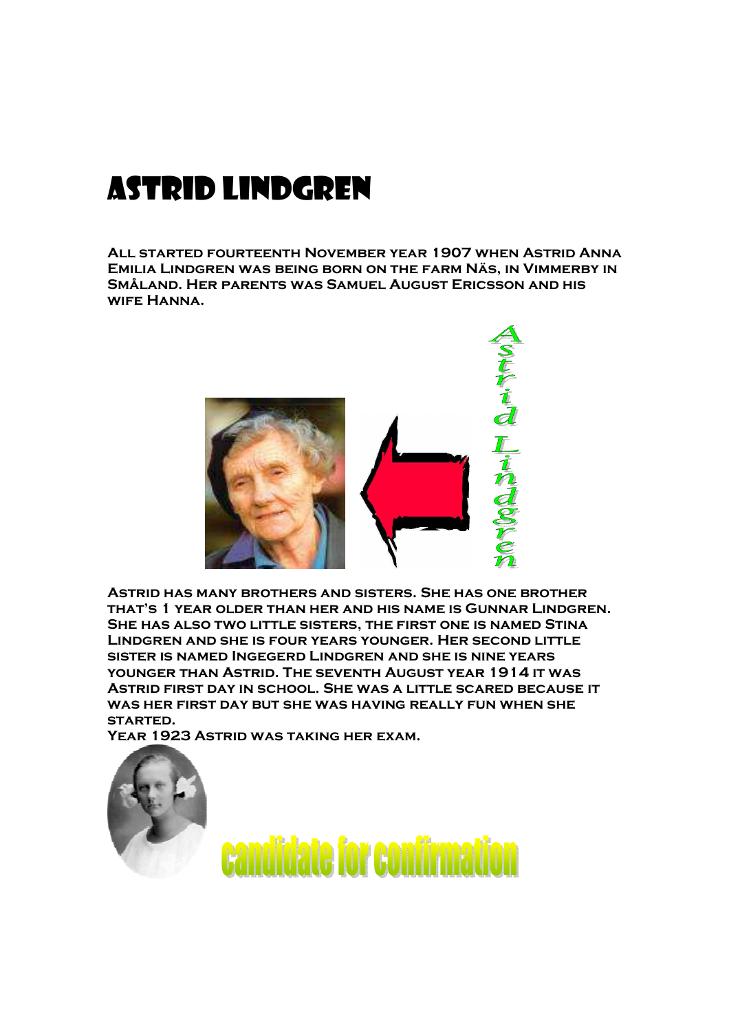# Astrid Lindgren

All started fourteenth November year 1907 when Astrid Anna Emilia Lindgren was being born on the farm Näs, in Vimmerby in Småland. Her parents was Samuel August Ericsson and his wife Hanna.

Astrid Lindgren

Astrid has many brothers and sisters. She has one brother that's 1 year older than her and his name is Gunnar Lindgren. She has also two little sisters, the first one is named Stina Lindgren and she is four years younger. Her second little sister is named Ingegerd Lindgren and she is nine years younger than Astrid. The seventh August year 1914 it was Astrid first day in school. She was a little scared because it was her first day but she was having really fun when she started.

Year 1923 Astrid was taking her exam.

candidate for confirmation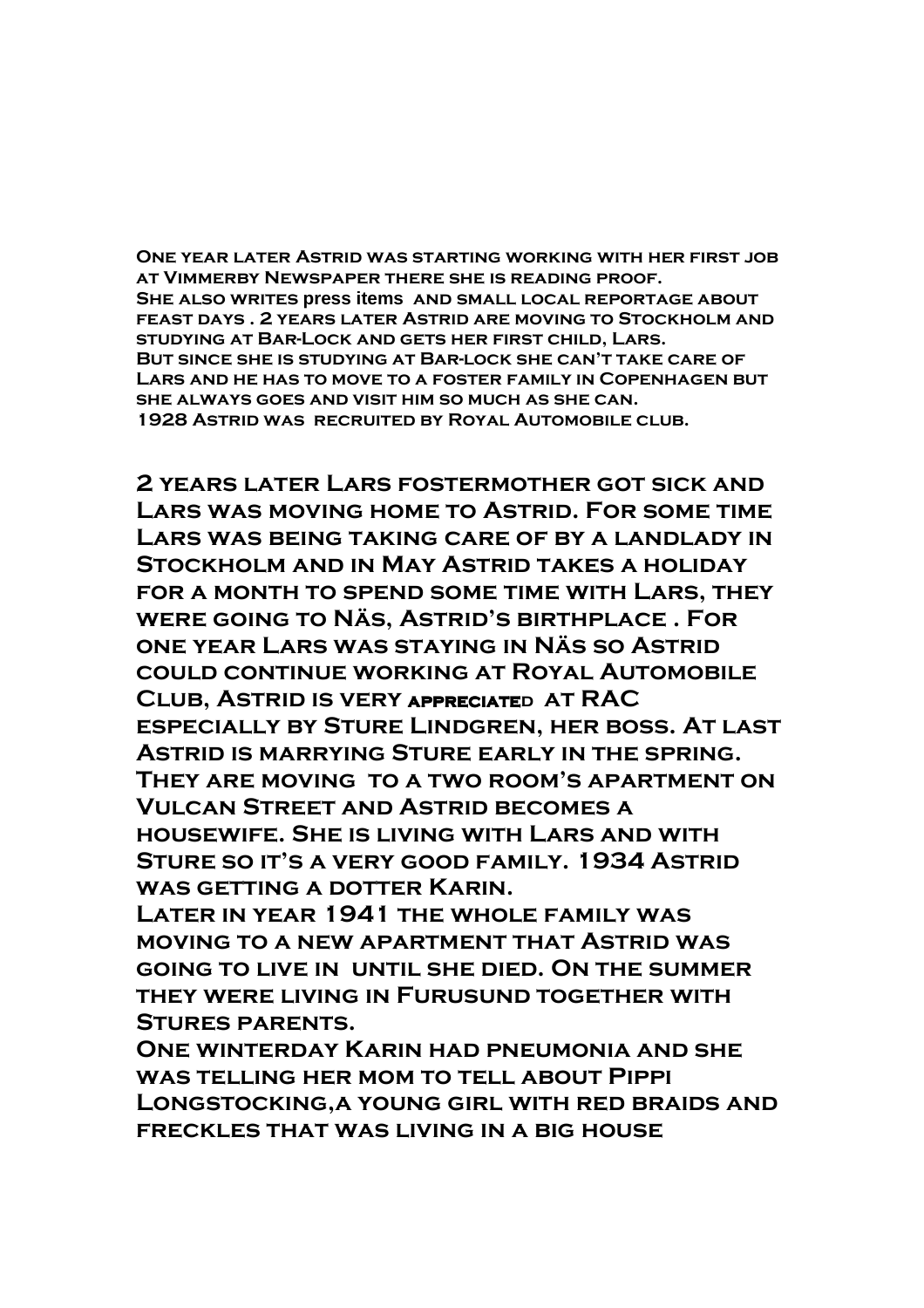One year later Astrid was starting working with her first job at Vimmerby Newspaper there she is reading proof. She also writes press items and small local reportage about feast days . 2 years later Astrid are moving to Stockholm and studying at Bar-Lock and gets her first child, Lars. But since she is studying at Bar-lock she can't take care of Lars and he has to move to a foster family in Copenhagen but she always goes and visit him so much as she can. 1928 Astrid was recruited by Royal Automobile club.

2 years later Lars fostermother got sick and Lars was moving home to Astrid. For some time Lars was being taking care of by a landlady in Stockholm and in May Astrid takes a holiday for a month to spend some time with Lars, they were going to Näs, Astrid's birthplace . For one year Lars was staying in Näs so Astrid could continue working at Royal Automobile Club, Astrid is very appreciated at RAC especially by Sture Lindgren, her boss. At last Astrid is marrying Sture early in the spring. They are moving to a two room's apartment on Vulcan Street and Astrid becomes a housewife. She is living with Lars and with Sture so it's a very good family. 1934 Astrid was getting a dotter Karin.

Later in year 1941 the whole family was moving to a new apartment that Astrid was going to live in until she died. On the summer they were living in Furusund together with Stures parents.

One winterday Karin had pneumonia and she was telling her mom to tell about Pippi Longstocking,a young girl with red braids and freckles that was living in a big house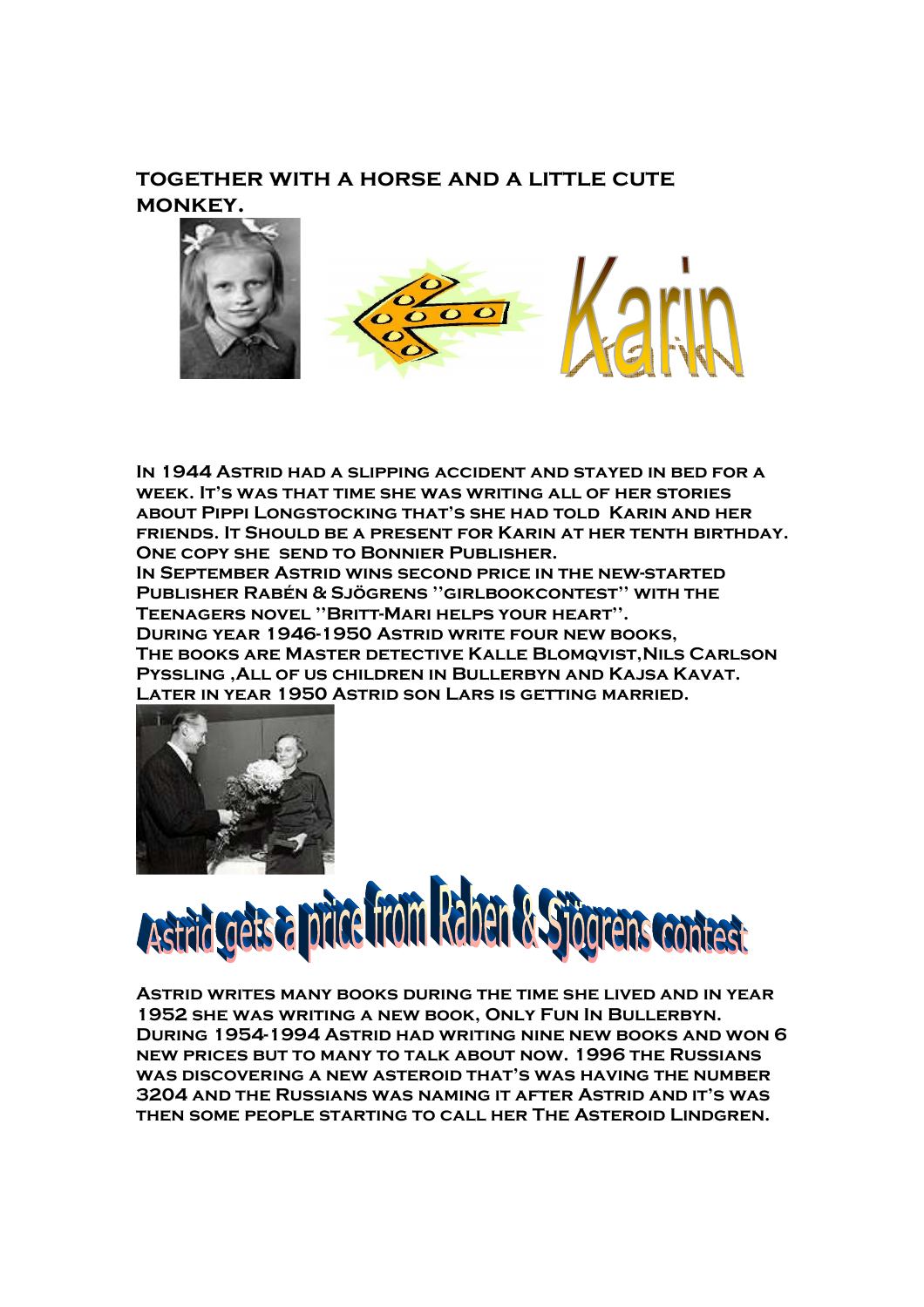**TOGETHER WITH A HORSE AND A LITTLE CUTE MONKEY.**

Karin

**IN 1944 ASTRID HAD A SLIPPING ACCIDENT AND STAYED IN BED FOR A WEEK. IT'S WAS THAT TIME SHE WAS WRITING ALL OF HER STORIES ABOUT PIPPI LONGSTOCKING THAT'S SHE HAD TOLD KARIN AND HER FRIENDS. IT SHOULD BE A PRESENT FOR KARIN AT HER TENTH BIRTHDAY. ONE COPY SHE SEND TO BONNIER PUBLISHER.**
**IN SEPTEMBER ASTRID WINS SECOND PRICE IN THE NEW-STARTED PUBLISHER RABÉN & SJÖGRENS ''GIRLBOOKCONTEST'' WITH THE TEENAGERS NOVEL ''BRITT-MARI HELPS YOUR HEART''.**
**DURING YEAR 1946-1950 ASTRID WRITE FOUR NEW BOOKS, THE BOOKS ARE MASTER DETECTIVE KALLE BLOMQVIST,NILS CARLSON PYSSLING ,ALL OF US CHILDREN IN BULLERBYN AND KAJSA KAVAT.**
**LATER IN YEAR 1950 ASTRID SON LARS IS GETTING MARRIED.**

# Astrid gets a price from Raben & Sjögrens contest

**ASTRID WRITES MANY BOOKS DURING THE TIME SHE LIVED AND IN YEAR 1952 SHE WAS WRITING A NEW BOOK, ONLY FUN IN BULLERBYN.**
**DURING 1954-1994 ASTRID HAD WRITING NINE NEW BOOKS AND WON 6 NEW PRICES BUT TO MANY TO TALK ABOUT NOW. 1996 THE RUSSIANS WAS DISCOVERING A NEW ASTEROID THAT'S WAS HAVING THE NUMBER 3204 AND THE RUSSIANS WAS NAMING IT AFTER ASTRID AND IT'S WAS THEN SOME PEOPLE STARTING TO CALL HER THE ASTEROID LINDGREN.**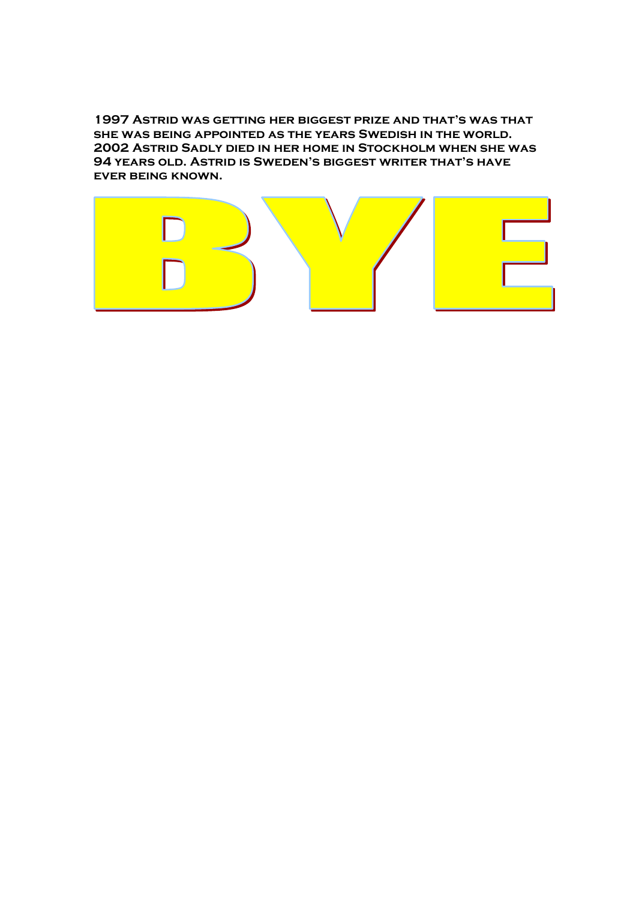1997 Astrid was getting her biggest prize and that's was that she was being appointed as the years Swedish in the world. 2002 Astrid Sadly died in her home in Stockholm when she was 94 years old. Astrid is Sweden's biggest writer that's have ever being known.

# BYE